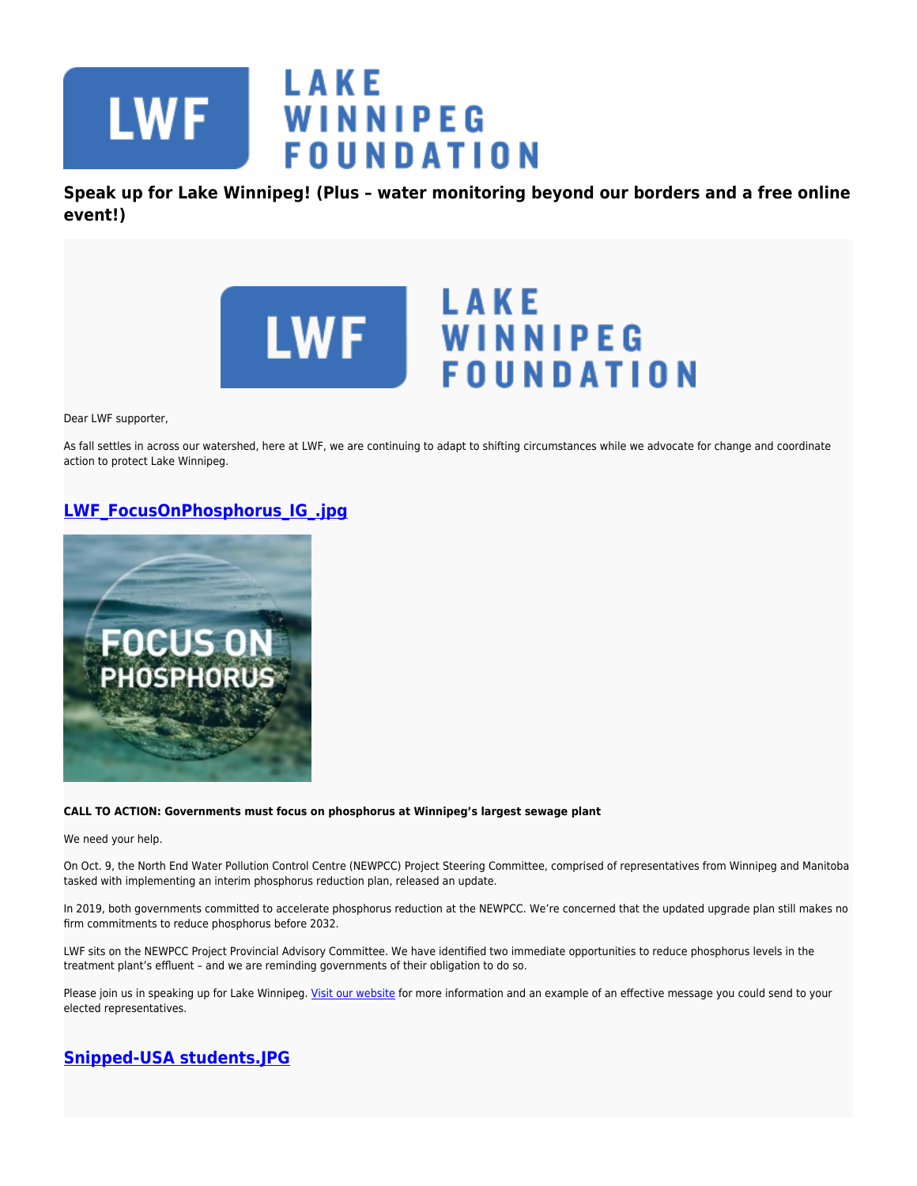**Speak up for Lake Winnipeg! (Plus – water monitoring beyond our borders and a free online event!)**

Dear LWF supporter,

As fall settles in across our watershed, here at LWF, we are continuing to adapt to shifting circumstances while we advocate for change and coordinate action to protect Lake Winnipeg.

## LWF_FocusOnPhosphorus_IG_.jpg

**CALL TO ACTION: Governments must focus on phosphorus at Winnipeg's largest sewage plant**

We need your help.

On Oct. 9, the North End Water Pollution Control Centre (NEWPCC) Project Steering Committee, comprised of representatives from Winnipeg and Manitoba tasked with implementing an interim phosphorus reduction plan, released an update.

In 2019, both governments committed to accelerate phosphorus reduction at the NEWPCC. We're concerned that the updated upgrade plan still makes no firm commitments to reduce phosphorus before 2032.

LWF sits on the NEWPCC Project Provincial Advisory Committee. We have identified two immediate opportunities to reduce phosphorus levels in the treatment plant's effluent – and we are reminding governments of their obligation to do so.

Please join us in speaking up for Lake Winnipeg. Visit our website for more information and an example of an effective message you could send to your elected representatives.

## Snipped-USA students.JPG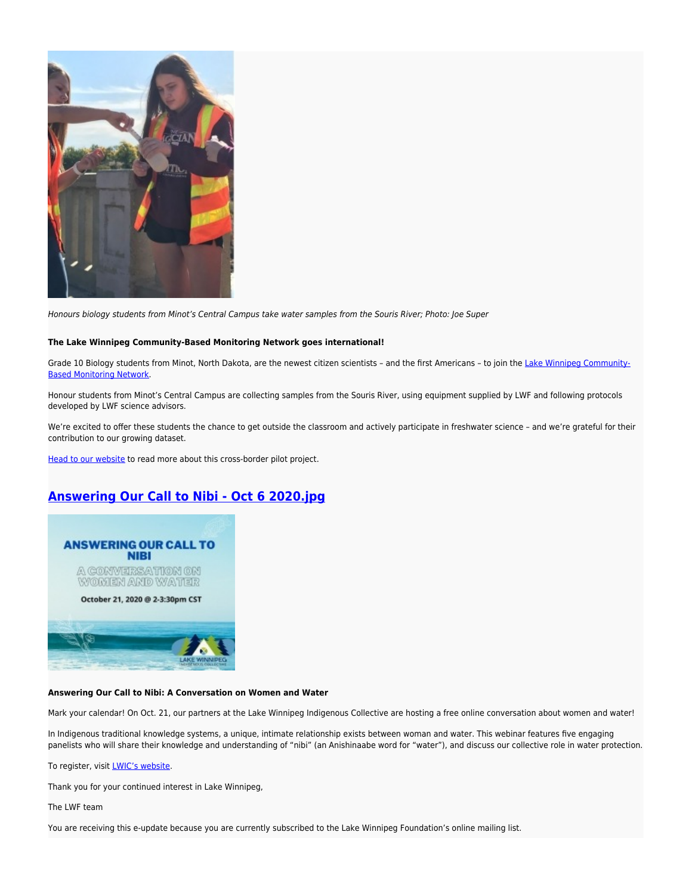*Honours biology students from Minot's Central Campus take water samples from the Souris River; Photo: Joe Super*

**The Lake Winnipeg Community-Based Monitoring Network goes international!**

Grade 10 Biology students from Minot, North Dakota, are the newest citizen scientists – and the first Americans – to join the [Lake Winnipeg Community-Based Monitoring Network](#).

Honour students from Minot's Central Campus are collecting samples from the Souris River, using equipment supplied by LWF and following protocols developed by LWF science advisors.

We're excited to offer these students the chance to get outside the classroom and actively participate in freshwater science – and we're grateful for their contribution to our growing dataset.

[Head to our website](#) to read more about this cross-border pilot project.

## [Answering Our Call to Nibi - Oct 6 2020.jpg](#)

**Answering Our Call to Nibi: A Conversation on Women and Water**

Mark your calendar! On Oct. 21, our partners at the Lake Winnipeg Indigenous Collective are hosting a free online conversation about women and water!

In Indigenous traditional knowledge systems, a unique, intimate relationship exists between woman and water. This webinar features five engaging panelists who will share their knowledge and understanding of "nibi" (an Anishinaabe word for "water"), and discuss our collective role in water protection.

To register, visit [LWIC's website](#).

Thank you for your continued interest in Lake Winnipeg,

The LWF team

You are receiving this e-update because you are currently subscribed to the Lake Winnipeg Foundation's online mailing list.